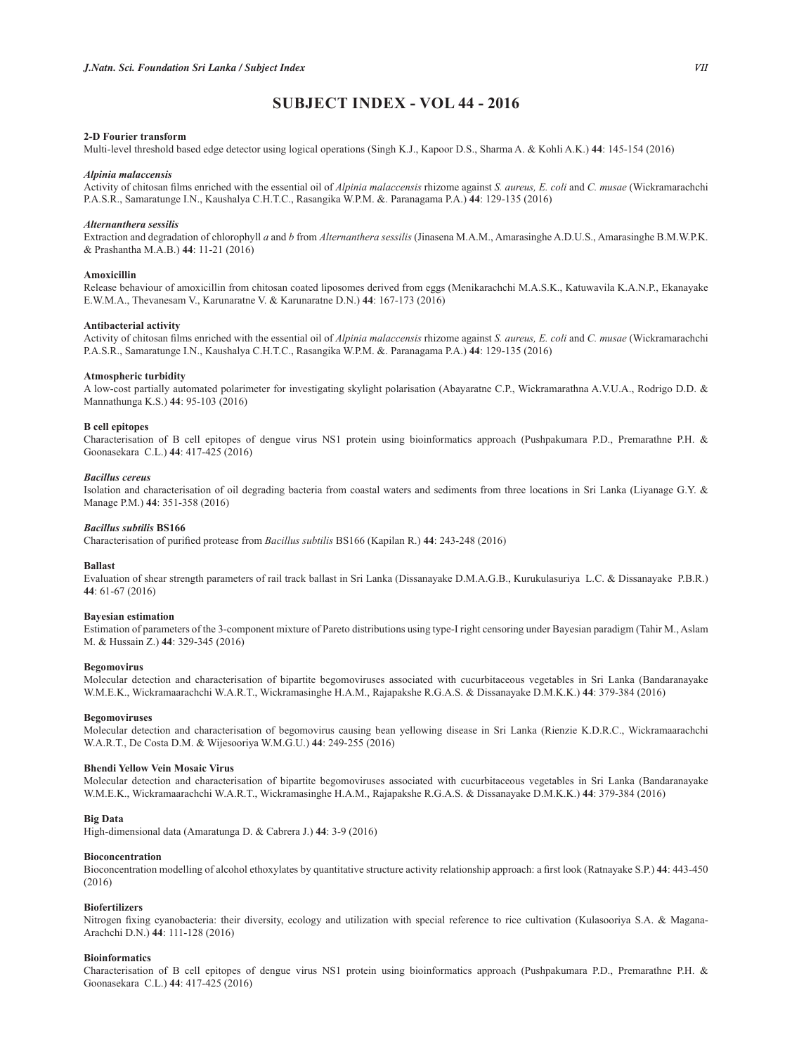# SUBJECT INDEX - VOL 44 - 2016

**2-D Fourier transform**
Multi-level threshold based edge detector using logical operations (Singh K.J., Kapoor D.S., Sharma A. & Kohli A.K.) **44**: 145-154 (2016)

***Alpinia malaccensis***
Activity of chitosan films enriched with the essential oil of *Alpinia malaccensis* rhizome against *S. aureus, E. coli* and *C. musae* (Wickramarachchi P.A.S.R., Samaratunge I.N., Kaushalya C.H.T.C., Rasangika W.P.M. &. Paranagama P.A.) **44**: 129-135 (2016)

***Alternanthera sessilis***
Extraction and degradation of chlorophyll *a* and *b* from *Alternanthera sessilis* (Jinasena M.A.M., Amarasinghe A.D.U.S., Amarasinghe B.M.W.P.K. & Prashantha M.A.B.) **44**: 11-21 (2016)

**Amoxicillin**
Release behaviour of amoxicillin from chitosan coated liposomes derived from eggs (Menikarachchi M.A.S.K., Katuwavila K.A.N.P., Ekanayake E.W.M.A., Thevanesam V., Karunaratne V. & Karunaratne D.N.) **44**: 167-173 (2016)

**Antibacterial activity**
Activity of chitosan films enriched with the essential oil of *Alpinia malaccensis* rhizome against *S. aureus, E. coli* and *C. musae* (Wickramarachchi P.A.S.R., Samaratunge I.N., Kaushalya C.H.T.C., Rasangika W.P.M. &. Paranagama P.A.) **44**: 129-135 (2016)

**Atmospheric turbidity**
A low-cost partially automated polarimeter for investigating skylight polarisation (Abayaratne C.P., Wickramarathna A.V.U.A., Rodrigo D.D. & Mannathunga K.S.) **44**: 95-103 (2016)

**B cell epitopes**
Characterisation of B cell epitopes of dengue virus NS1 protein using bioinformatics approach (Pushpakumara P.D., Premarathne P.H. & Goonasekara C.L.) **44**: 417-425 (2016)

***Bacillus cereus***
Isolation and characterisation of oil degrading bacteria from coastal waters and sediments from three locations in Sri Lanka (Liyanage G.Y. & Manage P.M.) **44**: 351-358 (2016)

***Bacillus subtilis* BS166**
Characterisation of purified protease from *Bacillus subtilis* BS166 (Kapilan R.) **44**: 243-248 (2016)

**Ballast**
Evaluation of shear strength parameters of rail track ballast in Sri Lanka (Dissanayake D.M.A.G.B., Kurukulasuriya L.C. & Dissanayake P.B.R.) **44**: 61-67 (2016)

**Bayesian estimation**
Estimation of parameters of the 3-component mixture of Pareto distributions using type-I right censoring under Bayesian paradigm (Tahir M., Aslam M. & Hussain Z.) **44**: 329-345 (2016)

**Begomovirus**
Molecular detection and characterisation of bipartite begomoviruses associated with cucurbitaceous vegetables in Sri Lanka (Bandaranayake W.M.E.K., Wickramaarachchi W.A.R.T., Wickramasinghe H.A.M., Rajapakshe R.G.A.S. & Dissanayake D.M.K.K.) **44**: 379-384 (2016)

**Begomoviruses**
Molecular detection and characterisation of begomovirus causing bean yellowing disease in Sri Lanka (Rienzie K.D.R.C., Wickramaarachchi W.A.R.T., De Costa D.M. & Wijesooriya W.M.G.U.) **44**: 249-255 (2016)

**Bhendi Yellow Vein Mosaic Virus**
Molecular detection and characterisation of bipartite begomoviruses associated with cucurbitaceous vegetables in Sri Lanka (Bandaranayake W.M.E.K., Wickramaarachchi W.A.R.T., Wickramasinghe H.A.M., Rajapakshe R.G.A.S. & Dissanayake D.M.K.K.) **44**: 379-384 (2016)

**Big Data**
High-dimensional data (Amaratunga D. & Cabrera J.) **44**: 3-9 (2016)

**Bioconcentration**
Bioconcentration modelling of alcohol ethoxylates by quantitative structure activity relationship approach: a first look (Ratnayake S.P.) **44**: 443-450 (2016)

**Biofertilizers**
Nitrogen fixing cyanobacteria: their diversity, ecology and utilization with special reference to rice cultivation (Kulasooriya S.A. & Magana-Arachchi D.N.) **44**: 111-128 (2016)

**Bioinformatics**
Characterisation of B cell epitopes of dengue virus NS1 protein using bioinformatics approach (Pushpakumara P.D., Premarathne P.H. & Goonasekara C.L.) **44**: 417-425 (2016)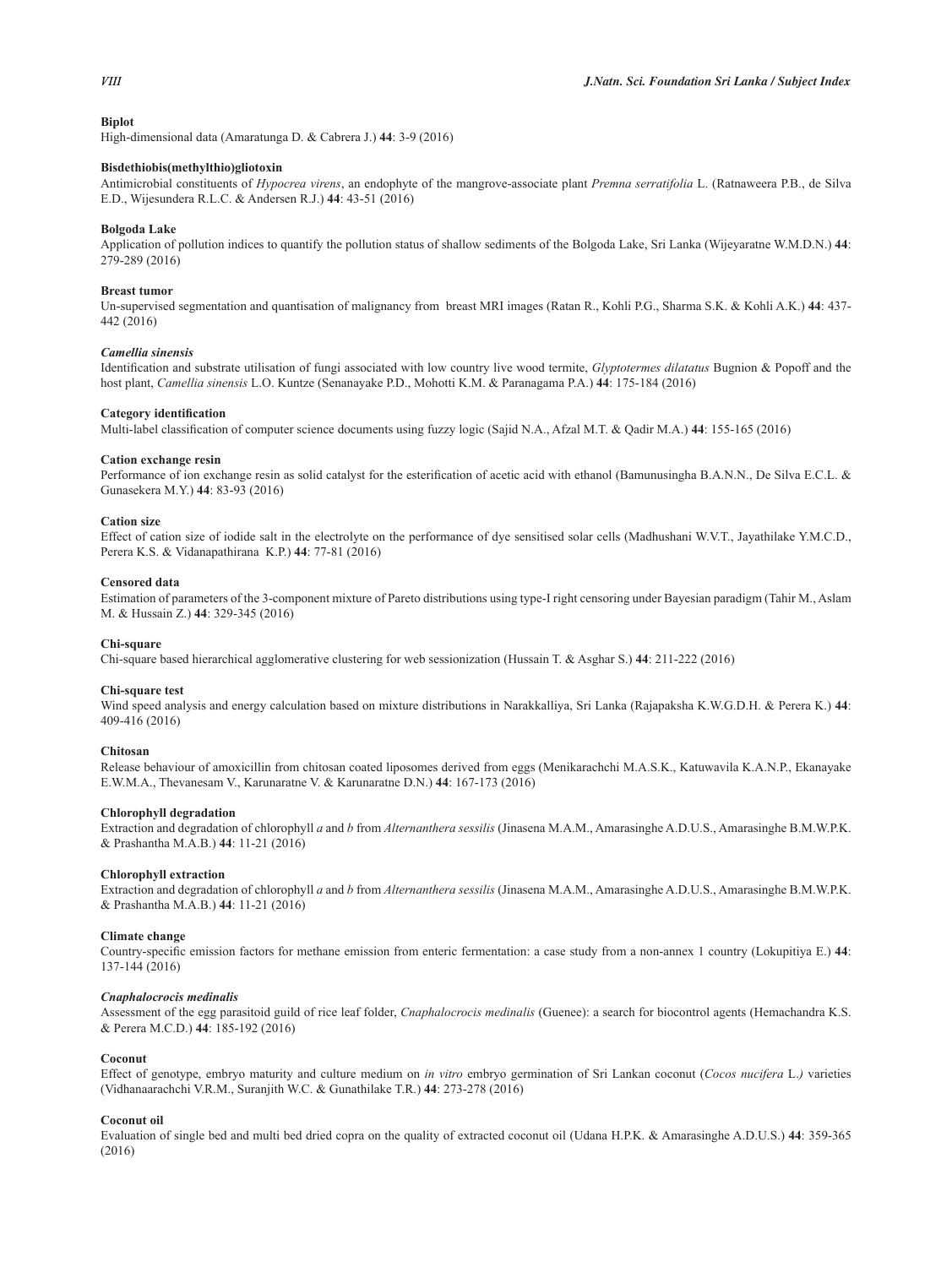**Biplot**

High-dimensional data (Amaratunga D. & Cabrera J.) **44**: 3-9 (2016)

**Bisdethiobis(methylthio)gliotoxin**

Antimicrobial constituents of *Hypocrea virens*, an endophyte of the mangrove-associate plant *Premna serratifolia* L. (Ratnaweera P.B., de Silva E.D., Wijesundera R.L.C. & Andersen R.J.) **44**: 43-51 (2016)

**Bolgoda Lake**

Application of pollution indices to quantify the pollution status of shallow sediments of the Bolgoda Lake, Sri Lanka (Wijeyaratne W.M.D.N.) **44**: 279-289 (2016)

**Breast tumor**

Un-supervised segmentation and quantisation of malignancy from breast MRI images (Ratan R., Kohli P.G., Sharma S.K. & Kohli A.K.) **44**: 437-442 (2016)

***Camellia sinensis***

Identification and substrate utilisation of fungi associated with low country live wood termite, *Glyptotermes dilatatus* Bugnion & Popoff and the host plant, *Camellia sinensis* L.O. Kuntze (Senanayake P.D., Mohotti K.M. & Paranagama P.A.) **44**: 175-184 (2016)

**Category identification**

Multi-label classification of computer science documents using fuzzy logic (Sajid N.A., Afzal M.T. & Qadir M.A.) **44**: 155-165 (2016)

**Cation exchange resin**

Performance of ion exchange resin as solid catalyst for the esterification of acetic acid with ethanol (Bamunusingha B.A.N.N., De Silva E.C.L. & Gunasekera M.Y.) **44**: 83-93 (2016)

**Cation size**

Effect of cation size of iodide salt in the electrolyte on the performance of dye sensitised solar cells (Madhushani W.V.T., Jayathilake Y.M.C.D., Perera K.S. & Vidanapathirana K.P.) **44**: 77-81 (2016)

**Censored data**

Estimation of parameters of the 3-component mixture of Pareto distributions using type-I right censoring under Bayesian paradigm (Tahir M., Aslam M. & Hussain Z.) **44**: 329-345 (2016)

**Chi-square**

Chi-square based hierarchical agglomerative clustering for web sessionization (Hussain T. & Asghar S.) **44**: 211-222 (2016)

**Chi-square test**

Wind speed analysis and energy calculation based on mixture distributions in Narakkalliya, Sri Lanka (Rajapaksha K.W.G.D.H. & Perera K.) **44**: 409-416 (2016)

**Chitosan**

Release behaviour of amoxicillin from chitosan coated liposomes derived from eggs (Menikarachchi M.A.S.K., Katuwavila K.A.N.P., Ekanayake E.W.M.A., Thevanesam V., Karunaratne V. & Karunaratne D.N.) **44**: 167-173 (2016)

**Chlorophyll degradation**

Extraction and degradation of chlorophyll *a* and *b* from *Alternanthera sessilis* (Jinasena M.A.M., Amarasinghe A.D.U.S., Amarasinghe B.M.W.P.K. & Prashantha M.A.B.) **44**: 11-21 (2016)

**Chlorophyll extraction**

Extraction and degradation of chlorophyll *a* and *b* from *Alternanthera sessilis* (Jinasena M.A.M., Amarasinghe A.D.U.S., Amarasinghe B.M.W.P.K. & Prashantha M.A.B.) **44**: 11-21 (2016)

**Climate change**

Country-specific emission factors for methane emission from enteric fermentation: a case study from a non-annex 1 country (Lokupitiya E.) **44**: 137-144 (2016)

***Cnaphalocrocis medinalis***

Assessment of the egg parasitoid guild of rice leaf folder, *Cnaphalocrocis medinalis* (Guenee): a search for biocontrol agents (Hemachandra K.S. & Perera M.C.D.) **44**: 185-192 (2016)

**Coconut**

Effect of genotype, embryo maturity and culture medium on *in vitro* embryo germination of Sri Lankan coconut (*Cocos nucifera* L.) varieties (Vidhanaarachchi V.R.M., Suranjith W.C. & Gunathilake T.R.) **44**: 273-278 (2016)

**Coconut oil**

Evaluation of single bed and multi bed dried copra on the quality of extracted coconut oil (Udana H.P.K. & Amarasinghe A.D.U.S.) **44**: 359-365 (2016)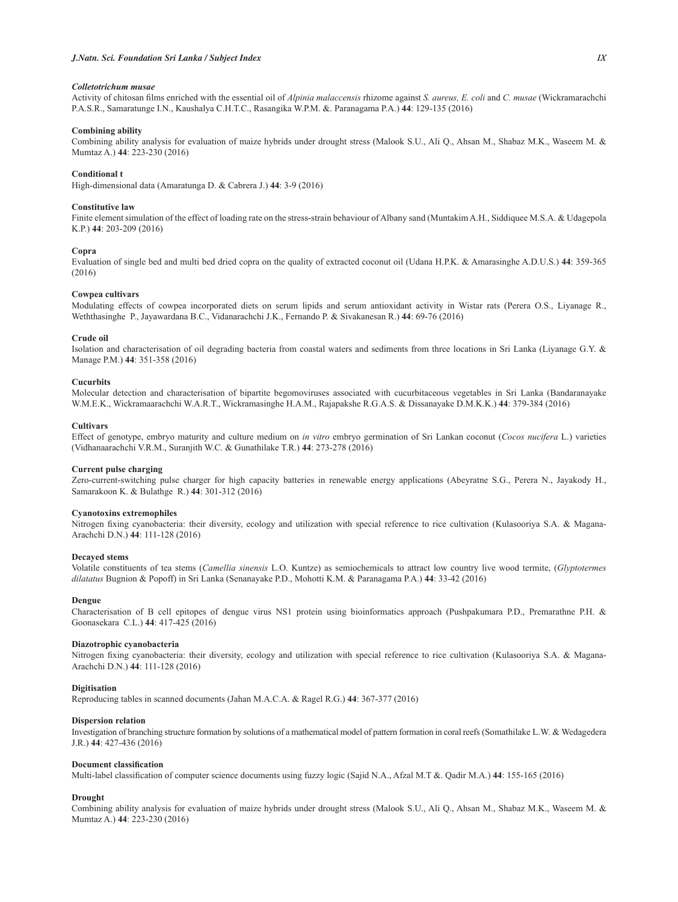***Colletotrichum musae***

Activity of chitosan films enriched with the essential oil of *Alpinia malaccensis* rhizome against *S. aureus, E. coli* and *C. musae* (Wickramarachchi P.A.S.R., Samaratunge I.N., Kaushalya C.H.T.C., Rasangika W.P.M. &. Paranagama P.A.) **44**: 129-135 (2016)

**Combining ability**

Combining ability analysis for evaluation of maize hybrids under drought stress (Malook S.U., Ali Q., Ahsan M., Shabaz M.K., Waseem M. & Mumtaz A.) **44**: 223-230 (2016)

**Conditional t**

High-dimensional data (Amaratunga D. & Cabrera J.) **44**: 3-9 (2016)

**Constitutive law**

Finite element simulation of the effect of loading rate on the stress-strain behaviour of Albany sand (Muntakim A.H., Siddiquee M.S.A. & Udagepola K.P.) **44**: 203-209 (2016)

**Copra**

Evaluation of single bed and multi bed dried copra on the quality of extracted coconut oil (Udana H.P.K. & Amarasinghe A.D.U.S.) **44**: 359-365 (2016)

**Cowpea cultivars**

Modulating effects of cowpea incorporated diets on serum lipids and serum antioxidant activity in Wistar rats (Perera O.S., Liyanage R., Weththasinghe P., Jayawardana B.C., Vidanarachchi J.K., Fernando P. & Sivakanesan R.) **44**: 69-76 (2016)

**Crude oil**

Isolation and characterisation of oil degrading bacteria from coastal waters and sediments from three locations in Sri Lanka (Liyanage G.Y. & Manage P.M.) **44**: 351-358 (2016)

**Cucurbits**

Molecular detection and characterisation of bipartite begomoviruses associated with cucurbitaceous vegetables in Sri Lanka (Bandaranayake W.M.E.K., Wickramaarachchi W.A.R.T., Wickramasinghe H.A.M., Rajapakshe R.G.A.S. & Dissanayake D.M.K.K.) **44**: 379-384 (2016)

**Cultivars**

Effect of genotype, embryo maturity and culture medium on *in vitro* embryo germination of Sri Lankan coconut (*Cocos nucifera* L.) varieties (Vidhanaarachchi V.R.M., Suranjith W.C. & Gunathilake T.R.) **44**: 273-278 (2016)

**Current pulse charging**

Zero-current-switching pulse charger for high capacity batteries in renewable energy applications (Abeyratne S.G., Perera N., Jayakody H., Samarakoon K. & Bulathge R.) **44**: 301-312 (2016)

**Cyanotoxins extremophiles**

Nitrogen fixing cyanobacteria: their diversity, ecology and utilization with special reference to rice cultivation (Kulasooriya S.A. & Magana-Arachchi D.N.) **44**: 111-128 (2016)

**Decayed stems**

Volatile constituents of tea stems (*Camellia sinensis* L.O. Kuntze) as semiochemicals to attract low country live wood termite, (*Glyptotermes dilatatus* Bugnion & Popoff) in Sri Lanka (Senanayake P.D., Mohotti K.M. & Paranagama P.A.) **44**: 33-42 (2016)

**Dengue**

Characterisation of B cell epitopes of dengue virus NS1 protein using bioinformatics approach (Pushpakumara P.D., Premarathne P.H. & Goonasekara C.L.) **44**: 417-425 (2016)

**Diazotrophic cyanobacteria**

Nitrogen fixing cyanobacteria: their diversity, ecology and utilization with special reference to rice cultivation (Kulasooriya S.A. & Magana-Arachchi D.N.) **44**: 111-128 (2016)

**Digitisation**

Reproducing tables in scanned documents (Jahan M.A.C.A. & Ragel R.G.) **44**: 367-377 (2016)

**Dispersion relation**

Investigation of branching structure formation by solutions of a mathematical model of pattern formation in coral reefs (Somathilake L.W. & Wedagedera J.R.) **44**: 427-436 (2016)

**Document classification**

Multi-label classification of computer science documents using fuzzy logic (Sajid N.A., Afzal M.T &. Qadir M.A.) **44**: 155-165 (2016)

**Drought**

Combining ability analysis for evaluation of maize hybrids under drought stress (Malook S.U., Ali Q., Ahsan M., Shabaz M.K., Waseem M. & Mumtaz A.) **44**: 223-230 (2016)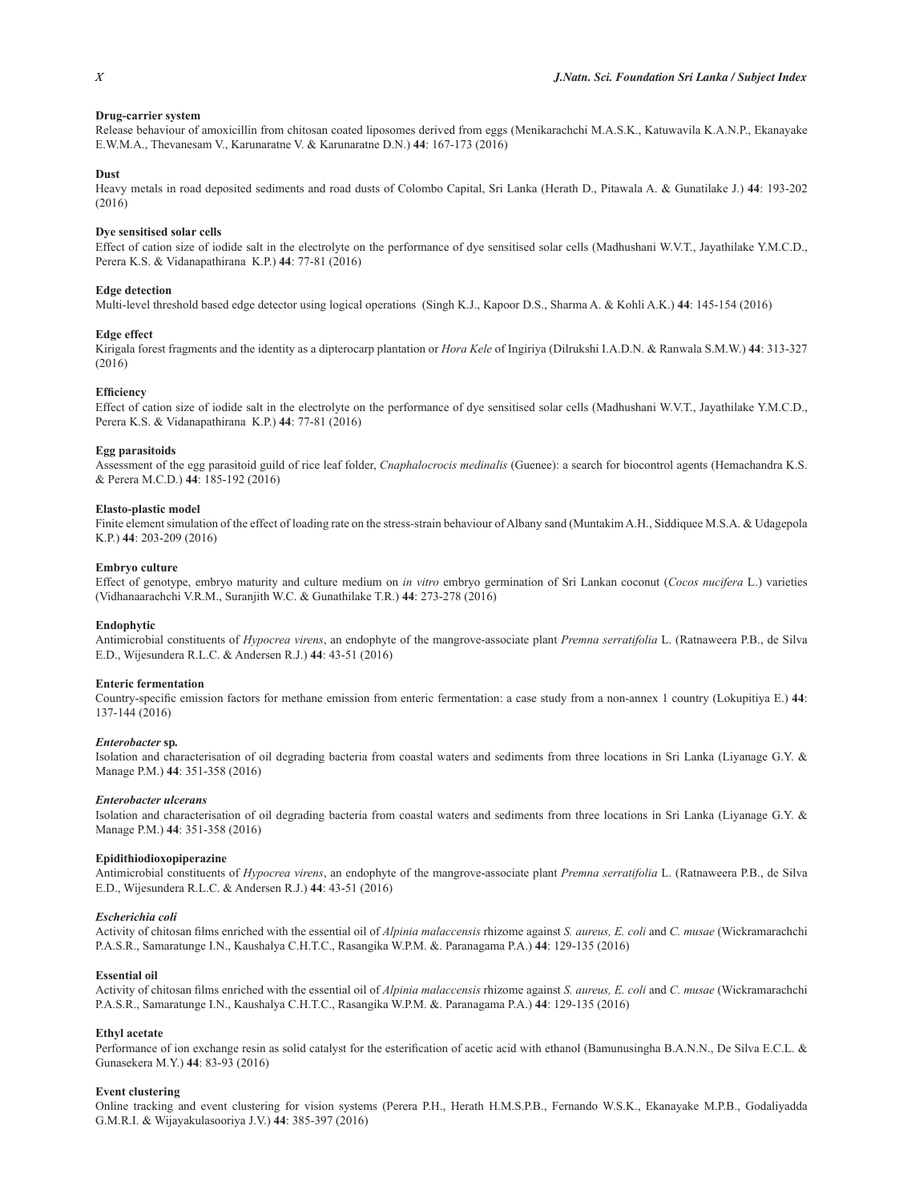**Drug-carrier system**

Release behaviour of amoxicillin from chitosan coated liposomes derived from eggs (Menikarachchi M.A.S.K., Katuwavila K.A.N.P., Ekanayake E.W.M.A., Thevanesam V., Karunaratne V. & Karunaratne D.N.) **44**: 167-173 (2016)

**Dust**

Heavy metals in road deposited sediments and road dusts of Colombo Capital, Sri Lanka (Herath D., Pitawala A. & Gunatilake J.) **44**: 193-202 (2016)

**Dye sensitised solar cells**

Effect of cation size of iodide salt in the electrolyte on the performance of dye sensitised solar cells (Madhushani W.V.T., Jayathilake Y.M.C.D., Perera K.S. & Vidanapathirana K.P.) **44**: 77-81 (2016)

**Edge detection**

Multi-level threshold based edge detector using logical operations (Singh K.J., Kapoor D.S., Sharma A. & Kohli A.K.) **44**: 145-154 (2016)

**Edge effect**

Kirigala forest fragments and the identity as a dipterocarp plantation or *Hora Kele* of Ingiriya (Dilrukshi I.A.D.N. & Ranwala S.M.W.) **44**: 313-327 (2016)

**Efficiency**

Effect of cation size of iodide salt in the electrolyte on the performance of dye sensitised solar cells (Madhushani W.V.T., Jayathilake Y.M.C.D., Perera K.S. & Vidanapathirana K.P.) **44**: 77-81 (2016)

**Egg parasitoids**

Assessment of the egg parasitoid guild of rice leaf folder, *Cnaphalocrocis medinalis* (Guenee): a search for biocontrol agents (Hemachandra K.S. & Perera M.C.D.) **44**: 185-192 (2016)

**Elasto-plastic model**

Finite element simulation of the effect of loading rate on the stress-strain behaviour of Albany sand (Muntakim A.H., Siddiquee M.S.A. & Udagepola K.P.) **44**: 203-209 (2016)

**Embryo culture**

Effect of genotype, embryo maturity and culture medium on *in vitro* embryo germination of Sri Lankan coconut (*Cocos nucifera* L.) varieties (Vidhanaarachchi V.R.M., Suranjith W.C. & Gunathilake T.R.) **44**: 273-278 (2016)

**Endophytic**

Antimicrobial constituents of *Hypocrea virens*, an endophyte of the mangrove-associate plant *Premna serratifolia* L. (Ratnaweera P.B., de Silva E.D., Wijesundera R.L.C. & Andersen R.J.) **44**: 43-51 (2016)

**Enteric fermentation**

Country-specific emission factors for methane emission from enteric fermentation: a case study from a non-annex 1 country (Lokupitiya E.) **44**: 137-144 (2016)

***Enterobacter* sp.**

Isolation and characterisation of oil degrading bacteria from coastal waters and sediments from three locations in Sri Lanka (Liyanage G.Y. & Manage P.M.) **44**: 351-358 (2016)

***Enterobacter ulcerans***

Isolation and characterisation of oil degrading bacteria from coastal waters and sediments from three locations in Sri Lanka (Liyanage G.Y. & Manage P.M.) **44**: 351-358 (2016)

**Epidithiodioxopiperazine**

Antimicrobial constituents of *Hypocrea virens*, an endophyte of the mangrove-associate plant *Premna serratifolia* L. (Ratnaweera P.B., de Silva E.D., Wijesundera R.L.C. & Andersen R.J.) **44**: 43-51 (2016)

***Escherichia coli***

Activity of chitosan films enriched with the essential oil of *Alpinia malaccensis* rhizome against *S. aureus, E. coli* and *C. musae* (Wickramarachchi P.A.S.R., Samaratunge I.N., Kaushalya C.H.T.C., Rasangika W.P.M. &. Paranagama P.A.) **44**: 129-135 (2016)

**Essential oil**

Activity of chitosan films enriched with the essential oil of *Alpinia malaccensis* rhizome against *S. aureus, E. coli* and *C. musae* (Wickramarachchi P.A.S.R., Samaratunge I.N., Kaushalya C.H.T.C., Rasangika W.P.M. &. Paranagama P.A.) **44**: 129-135 (2016)

**Ethyl acetate**

Performance of ion exchange resin as solid catalyst for the esterification of acetic acid with ethanol (Bamunusingha B.A.N.N., De Silva E.C.L. & Gunasekera M.Y.) **44**: 83-93 (2016)

**Event clustering**

Online tracking and event clustering for vision systems (Perera P.H., Herath H.M.S.P.B., Fernando W.S.K., Ekanayake M.P.B., Godaliyadda G.M.R.I. & Wijayakulasooriya J.V.) **44**: 385-397 (2016)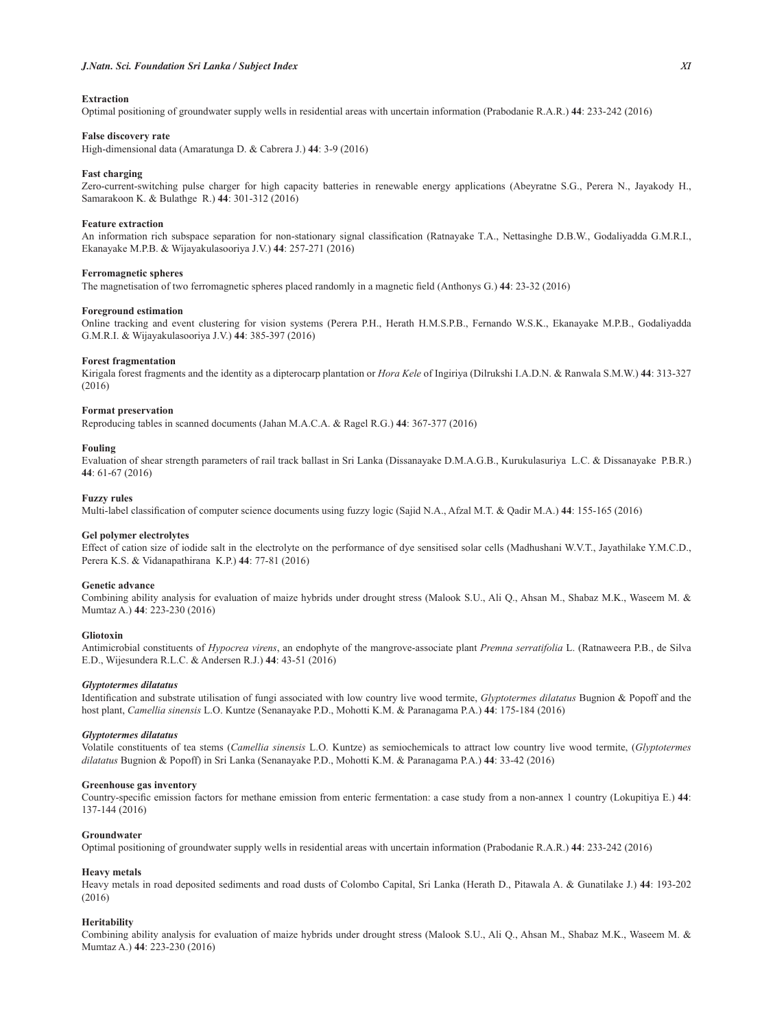**Extraction**

Optimal positioning of groundwater supply wells in residential areas with uncertain information (Prabodanie R.A.R.) **44**: 233-242 (2016)

**False discovery rate**

High-dimensional data (Amaratunga D. & Cabrera J.) **44**: 3-9 (2016)

**Fast charging**

Zero-current-switching pulse charger for high capacity batteries in renewable energy applications (Abeyratne S.G., Perera N., Jayakody H., Samarakoon K. & Bulathge R.) **44**: 301-312 (2016)

**Feature extraction**

An information rich subspace separation for non-stationary signal classification (Ratnayake T.A., Nettasinghe D.B.W., Godaliyadda G.M.R.I., Ekanayake M.P.B. & Wijayakulasooriya J.V.) **44**: 257-271 (2016)

**Ferromagnetic spheres**

The magnetisation of two ferromagnetic spheres placed randomly in a magnetic field (Anthonys G.) **44**: 23-32 (2016)

**Foreground estimation**

Online tracking and event clustering for vision systems (Perera P.H., Herath H.M.S.P.B., Fernando W.S.K., Ekanayake M.P.B., Godaliyadda G.M.R.I. & Wijayakulasooriya J.V.) **44**: 385-397 (2016)

**Forest fragmentation**

Kirigala forest fragments and the identity as a dipterocarp plantation or *Hora Kele* of Ingiriya (Dilrukshi I.A.D.N. & Ranwala S.M.W.) **44**: 313-327 (2016)

**Format preservation**

Reproducing tables in scanned documents (Jahan M.A.C.A. & Ragel R.G.) **44**: 367-377 (2016)

**Fouling**

Evaluation of shear strength parameters of rail track ballast in Sri Lanka (Dissanayake D.M.A.G.B., Kurukulasuriya L.C. & Dissanayake P.B.R.) **44**: 61-67 (2016)

**Fuzzy rules**

Multi-label classification of computer science documents using fuzzy logic (Sajid N.A., Afzal M.T. & Qadir M.A.) **44**: 155-165 (2016)

**Gel polymer electrolytes**

Effect of cation size of iodide salt in the electrolyte on the performance of dye sensitised solar cells (Madhushani W.V.T., Jayathilake Y.M.C.D., Perera K.S. & Vidanapathirana K.P.) **44**: 77-81 (2016)

**Genetic advance**

Combining ability analysis for evaluation of maize hybrids under drought stress (Malook S.U., Ali Q., Ahsan M., Shabaz M.K., Waseem M. & Mumtaz A.) **44**: 223-230 (2016)

**Gliotoxin**

Antimicrobial constituents of *Hypocrea virens*, an endophyte of the mangrove-associate plant *Premna serratifolia* L. (Ratnaweera P.B., de Silva E.D., Wijesundera R.L.C. & Andersen R.J.) **44**: 43-51 (2016)

***Glyptotermes dilatatus***

Identification and substrate utilisation of fungi associated with low country live wood termite, *Glyptotermes dilatatus* Bugnion & Popoff and the host plant, *Camellia sinensis* L.O. Kuntze (Senanayake P.D., Mohotti K.M. & Paranagama P.A.) **44**: 175-184 (2016)

***Glyptotermes dilatatus***

Volatile constituents of tea stems (*Camellia sinensis* L.O. Kuntze) as semiochemicals to attract low country live wood termite, (*Glyptotermes dilatatus* Bugnion & Popoff) in Sri Lanka (Senanayake P.D., Mohotti K.M. & Paranagama P.A.) **44**: 33-42 (2016)

**Greenhouse gas inventory**

Country-specific emission factors for methane emission from enteric fermentation: a case study from a non-annex 1 country (Lokupitiya E.) **44**: 137-144 (2016)

**Groundwater**

Optimal positioning of groundwater supply wells in residential areas with uncertain information (Prabodanie R.A.R.) **44**: 233-242 (2016)

**Heavy metals**

Heavy metals in road deposited sediments and road dusts of Colombo Capital, Sri Lanka (Herath D., Pitawala A. & Gunatilake J.) **44**: 193-202 (2016)

**Heritability**

Combining ability analysis for evaluation of maize hybrids under drought stress (Malook S.U., Ali Q., Ahsan M., Shabaz M.K., Waseem M. & Mumtaz A.) **44**: 223-230 (2016)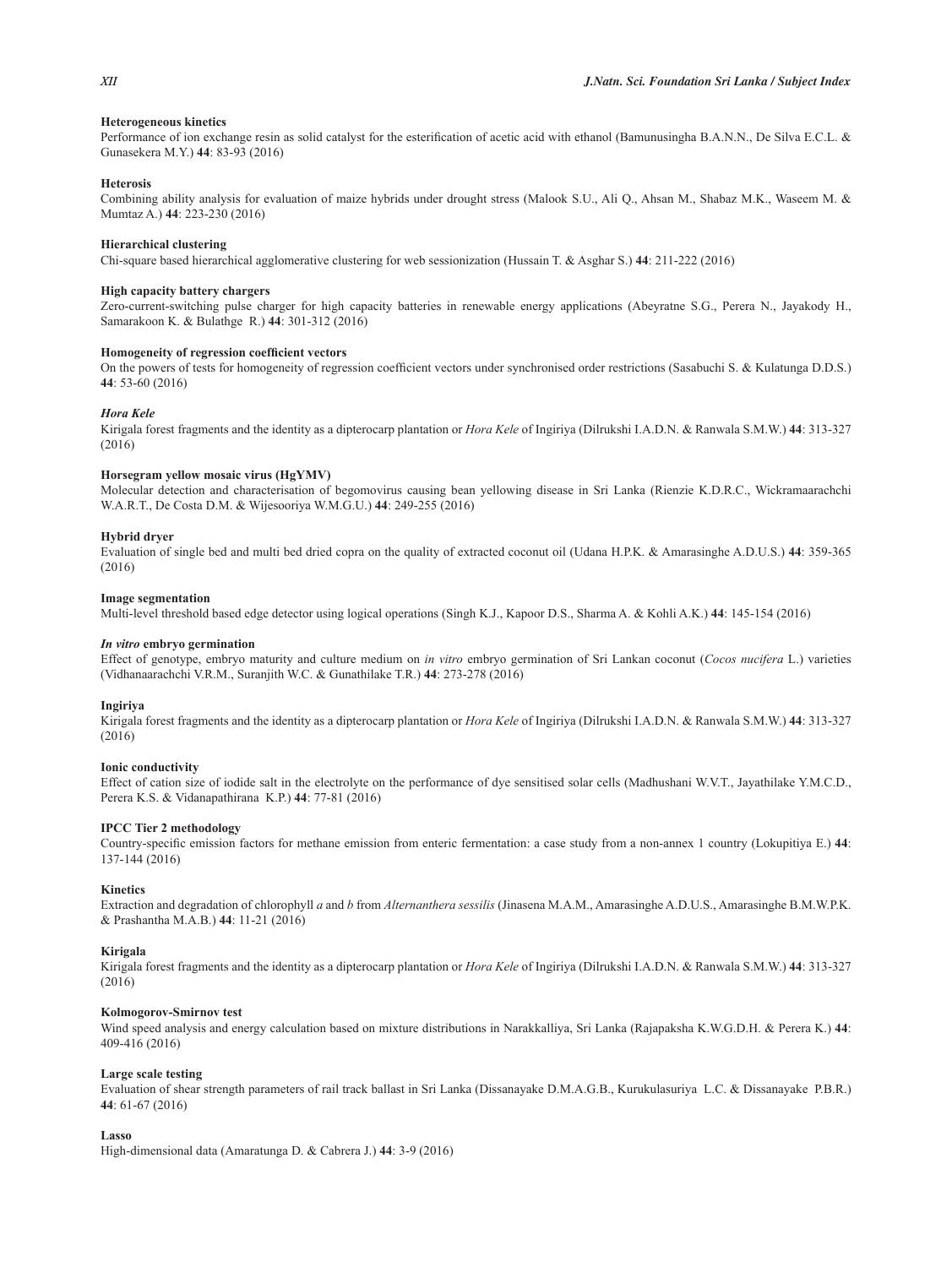**Heterogeneous kinetics**

Performance of ion exchange resin as solid catalyst for the esterification of acetic acid with ethanol (Bamunusingha B.A.N.N., De Silva E.C.L. & Gunasekera M.Y.) **44**: 83-93 (2016)

**Heterosis**

Combining ability analysis for evaluation of maize hybrids under drought stress (Malook S.U., Ali Q., Ahsan M., Shabaz M.K., Waseem M. & Mumtaz A.) **44**: 223-230 (2016)

**Hierarchical clustering**

Chi-square based hierarchical agglomerative clustering for web sessionization (Hussain T. & Asghar S.) **44**: 211-222 (2016)

**High capacity battery chargers**

Zero-current-switching pulse charger for high capacity batteries in renewable energy applications (Abeyratne S.G., Perera N., Jayakody H., Samarakoon K. & Bulathge R.) **44**: 301-312 (2016)

**Homogeneity of regression coefficient vectors**

On the powers of tests for homogeneity of regression coefficient vectors under synchronised order restrictions (Sasabuchi S. & Kulatunga D.D.S.) **44**: 53-60 (2016)

***Hora Kele***

Kirigala forest fragments and the identity as a dipterocarp plantation or *Hora Kele* of Ingiriya (Dilrukshi I.A.D.N. & Ranwala S.M.W.) **44**: 313-327 (2016)

**Horsegram yellow mosaic virus (HgYMV)**

Molecular detection and characterisation of begomovirus causing bean yellowing disease in Sri Lanka (Rienzie K.D.R.C., Wickramaarachchi W.A.R.T., De Costa D.M. & Wijesooriya W.M.G.U.) **44**: 249-255 (2016)

**Hybrid dryer**

Evaluation of single bed and multi bed dried copra on the quality of extracted coconut oil (Udana H.P.K. & Amarasinghe A.D.U.S.) **44**: 359-365 (2016)

**Image segmentation**

Multi-level threshold based edge detector using logical operations (Singh K.J., Kapoor D.S., Sharma A. & Kohli A.K.) **44**: 145-154 (2016)

***In vitro* embryo germination**

Effect of genotype, embryo maturity and culture medium on *in vitro* embryo germination of Sri Lankan coconut (*Cocos nucifera* L.) varieties (Vidhanaarachchi V.R.M., Suranjith W.C. & Gunathilake T.R.) **44**: 273-278 (2016)

**Ingiriya**

Kirigala forest fragments and the identity as a dipterocarp plantation or *Hora Kele* of Ingiriya (Dilrukshi I.A.D.N. & Ranwala S.M.W.) **44**: 313-327 (2016)

**Ionic conductivity**

Effect of cation size of iodide salt in the electrolyte on the performance of dye sensitised solar cells (Madhushani W.V.T., Jayathilake Y.M.C.D., Perera K.S. & Vidanapathirana K.P.) **44**: 77-81 (2016)

**IPCC Tier 2 methodology**

Country-specific emission factors for methane emission from enteric fermentation: a case study from a non-annex 1 country (Lokupitiya E.) **44**: 137-144 (2016)

**Kinetics**

Extraction and degradation of chlorophyll *a* and *b* from *Alternanthera sessilis* (Jinasena M.A.M., Amarasinghe A.D.U.S., Amarasinghe B.M.W.P.K. & Prashantha M.A.B.) **44**: 11-21 (2016)

**Kirigala**

Kirigala forest fragments and the identity as a dipterocarp plantation or *Hora Kele* of Ingiriya (Dilrukshi I.A.D.N. & Ranwala S.M.W.) **44**: 313-327 (2016)

**Kolmogorov-Smirnov test**

Wind speed analysis and energy calculation based on mixture distributions in Narakkalliya, Sri Lanka (Rajapaksha K.W.G.D.H. & Perera K.) **44**: 409-416 (2016)

**Large scale testing**

Evaluation of shear strength parameters of rail track ballast in Sri Lanka (Dissanayake D.M.A.G.B., Kurukulasuriya L.C. & Dissanayake P.B.R.) **44**: 61-67 (2016)

**Lasso**

High-dimensional data (Amaratunga D. & Cabrera J.) **44**: 3-9 (2016)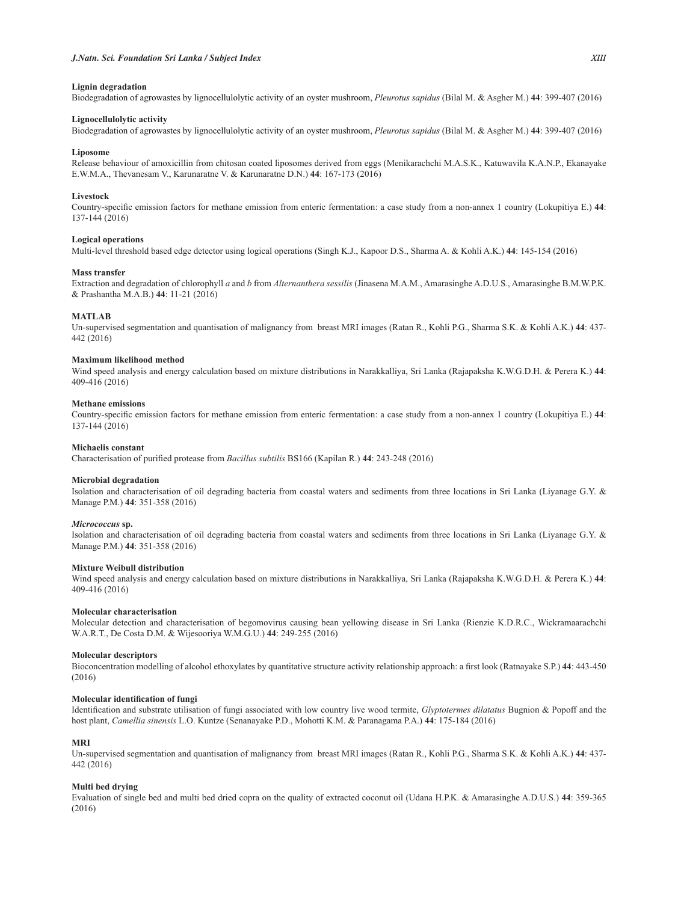**Lignin degradation**

Biodegradation of agrowastes by lignocellulolytic activity of an oyster mushroom, *Pleurotus sapidus* (Bilal M. & Asgher M.) **44**: 399-407 (2016)

**Lignocellulolytic activity**

Biodegradation of agrowastes by lignocellulolytic activity of an oyster mushroom, *Pleurotus sapidus* (Bilal M. & Asgher M.) **44**: 399-407 (2016)

**Liposome**

Release behaviour of amoxicillin from chitosan coated liposomes derived from eggs (Menikarachchi M.A.S.K., Katuwavila K.A.N.P., Ekanayake E.W.M.A., Thevanesam V., Karunaratne V. & Karunaratne D.N.) **44**: 167-173 (2016)

**Livestock**

Country-specific emission factors for methane emission from enteric fermentation: a case study from a non-annex 1 country (Lokupitiya E.) **44**: 137-144 (2016)

**Logical operations**

Multi-level threshold based edge detector using logical operations (Singh K.J., Kapoor D.S., Sharma A. & Kohli A.K.) **44**: 145-154 (2016)

**Mass transfer**

Extraction and degradation of chlorophyll *a* and *b* from *Alternanthera sessilis* (Jinasena M.A.M., Amarasinghe A.D.U.S., Amarasinghe B.M.W.P.K. & Prashantha M.A.B.) **44**: 11-21 (2016)

**MATLAB**

Un-supervised segmentation and quantisation of malignancy from breast MRI images (Ratan R., Kohli P.G., Sharma S.K. & Kohli A.K.) **44**: 437-442 (2016)

**Maximum likelihood method**

Wind speed analysis and energy calculation based on mixture distributions in Narakkalliya, Sri Lanka (Rajapaksha K.W.G.D.H. & Perera K.) **44**: 409-416 (2016)

**Methane emissions**

Country-specific emission factors for methane emission from enteric fermentation: a case study from a non-annex 1 country (Lokupitiya E.) **44**: 137-144 (2016)

**Michaelis constant**

Characterisation of purified protease from *Bacillus subtilis* BS166 (Kapilan R.) **44**: 243-248 (2016)

**Microbial degradation**

Isolation and characterisation of oil degrading bacteria from coastal waters and sediments from three locations in Sri Lanka (Liyanage G.Y. & Manage P.M.) **44**: 351-358 (2016)

***Micrococcus* sp.**

Isolation and characterisation of oil degrading bacteria from coastal waters and sediments from three locations in Sri Lanka (Liyanage G.Y. & Manage P.M.) **44**: 351-358 (2016)

**Mixture Weibull distribution**

Wind speed analysis and energy calculation based on mixture distributions in Narakkalliya, Sri Lanka (Rajapaksha K.W.G.D.H. & Perera K.) **44**: 409-416 (2016)

**Molecular characterisation**

Molecular detection and characterisation of begomovirus causing bean yellowing disease in Sri Lanka (Rienzie K.D.R.C., Wickramaarachchi W.A.R.T., De Costa D.M. & Wijesooriya W.M.G.U.) **44**: 249-255 (2016)

**Molecular descriptors**

Bioconcentration modelling of alcohol ethoxylates by quantitative structure activity relationship approach: a first look (Ratnayake S.P.) **44**: 443-450 (2016)

**Molecular identification of fungi**

Identification and substrate utilisation of fungi associated with low country live wood termite, *Glyptotermes dilatatus* Bugnion & Popoff and the host plant, *Camellia sinensis* L.O. Kuntze (Senanayake P.D., Mohotti K.M. & Paranagama P.A.) **44**: 175-184 (2016)

**MRI**

Un-supervised segmentation and quantisation of malignancy from breast MRI images (Ratan R., Kohli P.G., Sharma S.K. & Kohli A.K.) **44**: 437-442 (2016)

**Multi bed drying**

Evaluation of single bed and multi bed dried copra on the quality of extracted coconut oil (Udana H.P.K. & Amarasinghe A.D.U.S.) **44**: 359-365 (2016)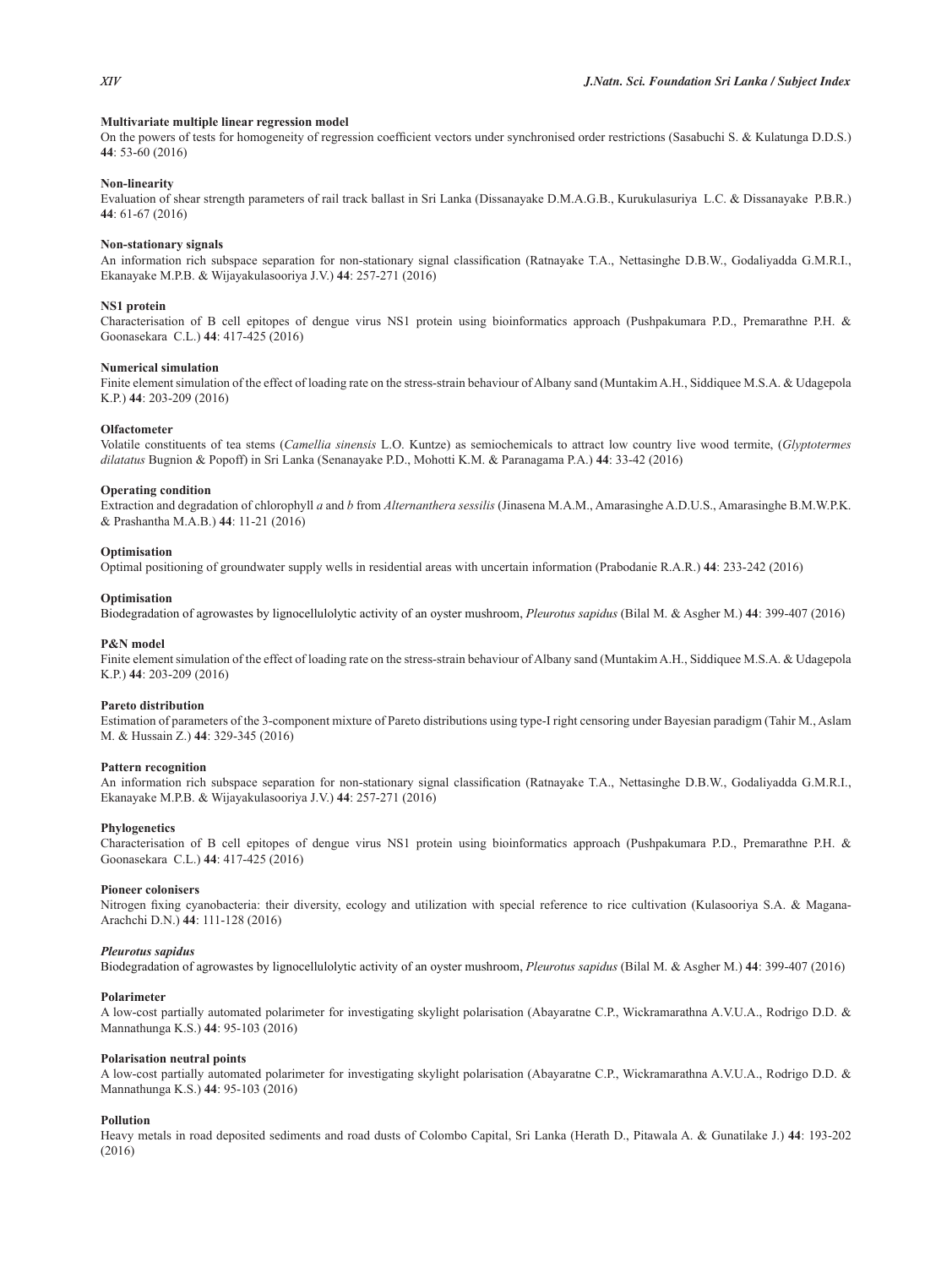**Multivariate multiple linear regression model**
On the powers of tests for homogeneity of regression coefficient vectors under synchronised order restrictions (Sasabuchi S. & Kulatunga D.D.S.) **44**: 53-60 (2016)

**Non-linearity**
Evaluation of shear strength parameters of rail track ballast in Sri Lanka (Dissanayake D.M.A.G.B., Kurukulasuriya L.C. & Dissanayake P.B.R.) **44**: 61-67 (2016)

**Non-stationary signals**
An information rich subspace separation for non-stationary signal classification (Ratnayake T.A., Nettasinghe D.B.W., Godaliyadda G.M.R.I., Ekanayake M.P.B. & Wijayakulasooriya J.V.) **44**: 257-271 (2016)

**NS1 protein**
Characterisation of B cell epitopes of dengue virus NS1 protein using bioinformatics approach (Pushpakumara P.D., Premarathne P.H. & Goonasekara C.L.) **44**: 417-425 (2016)

**Numerical simulation**
Finite element simulation of the effect of loading rate on the stress-strain behaviour of Albany sand (Muntakim A.H., Siddiquee M.S.A. & Udagepola K.P.) **44**: 203-209 (2016)

**Olfactometer**
Volatile constituents of tea stems (*Camellia sinensis* L.O. Kuntze) as semiochemicals to attract low country live wood termite, (*Glyptotermes dilatatus* Bugnion & Popoff) in Sri Lanka (Senanayake P.D., Mohotti K.M. & Paranagama P.A.) **44**: 33-42 (2016)

**Operating condition**
Extraction and degradation of chlorophyll *a* and *b* from *Alternanthera sessilis* (Jinasena M.A.M., Amarasinghe A.D.U.S., Amarasinghe B.M.W.P.K. & Prashantha M.A.B.) **44**: 11-21 (2016)

**Optimisation**
Optimal positioning of groundwater supply wells in residential areas with uncertain information (Prabodanie R.A.R.) **44**: 233-242 (2016)

**Optimisation**
Biodegradation of agrowastes by lignocellulolytic activity of an oyster mushroom, *Pleurotus sapidus* (Bilal M. & Asgher M.) **44**: 399-407 (2016)

**P&N model**
Finite element simulation of the effect of loading rate on the stress-strain behaviour of Albany sand (Muntakim A.H., Siddiquee M.S.A. & Udagepola K.P.) **44**: 203-209 (2016)

**Pareto distribution**
Estimation of parameters of the 3-component mixture of Pareto distributions using type-I right censoring under Bayesian paradigm (Tahir M., Aslam M. & Hussain Z.) **44**: 329-345 (2016)

**Pattern recognition**
An information rich subspace separation for non-stationary signal classification (Ratnayake T.A., Nettasinghe D.B.W., Godaliyadda G.M.R.I., Ekanayake M.P.B. & Wijayakulasooriya J.V.) **44**: 257-271 (2016)

**Phylogenetics**
Characterisation of B cell epitopes of dengue virus NS1 protein using bioinformatics approach (Pushpakumara P.D., Premarathne P.H. & Goonasekara C.L.) **44**: 417-425 (2016)

**Pioneer colonisers**
Nitrogen fixing cyanobacteria: their diversity, ecology and utilization with special reference to rice cultivation (Kulasooriya S.A. & Magana-Arachchi D.N.) **44**: 111-128 (2016)

***Pleurotus sapidus***
Biodegradation of agrowastes by lignocellulolytic activity of an oyster mushroom, *Pleurotus sapidus* (Bilal M. & Asgher M.) **44**: 399-407 (2016)

**Polarimeter**
A low-cost partially automated polarimeter for investigating skylight polarisation (Abayaratne C.P., Wickramarathna A.V.U.A., Rodrigo D.D. & Mannathunga K.S.) **44**: 95-103 (2016)

**Polarisation neutral points**
A low-cost partially automated polarimeter for investigating skylight polarisation (Abayaratne C.P., Wickramarathna A.V.U.A., Rodrigo D.D. & Mannathunga K.S.) **44**: 95-103 (2016)

**Pollution**
Heavy metals in road deposited sediments and road dusts of Colombo Capital, Sri Lanka (Herath D., Pitawala A. & Gunatilake J.) **44**: 193-202 (2016)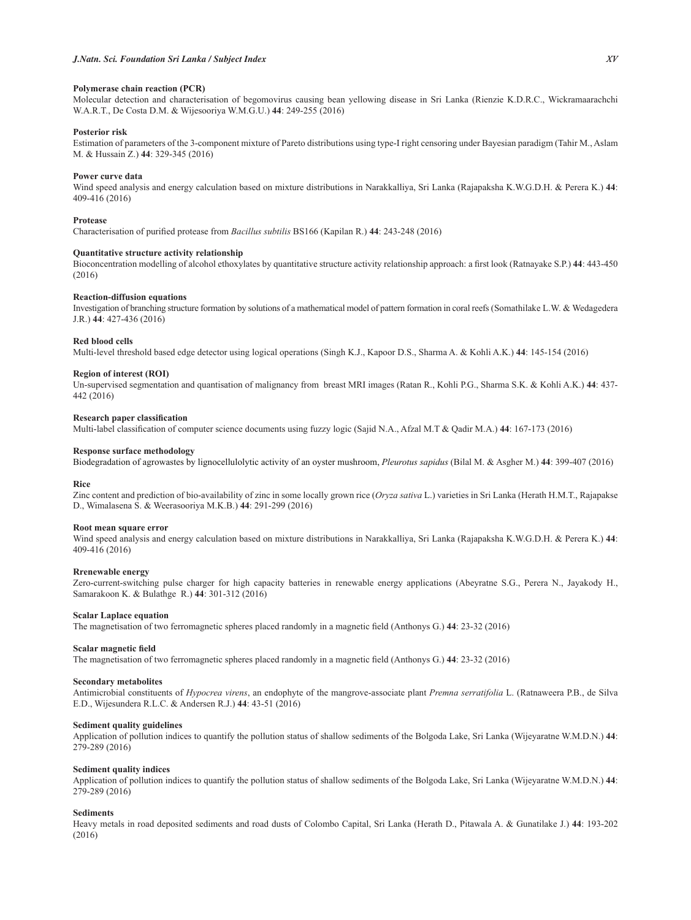**Polymerase chain reaction (PCR)**

Molecular detection and characterisation of begomovirus causing bean yellowing disease in Sri Lanka (Rienzie K.D.R.C., Wickramaarachchi W.A.R.T., De Costa D.M. & Wijesooriya W.M.G.U.) **44**: 249-255 (2016)

**Posterior risk**

Estimation of parameters of the 3-component mixture of Pareto distributions using type-I right censoring under Bayesian paradigm (Tahir M., Aslam M. & Hussain Z.) **44**: 329-345 (2016)

**Power curve data**

Wind speed analysis and energy calculation based on mixture distributions in Narakkalliya, Sri Lanka (Rajapaksha K.W.G.D.H. & Perera K.) **44**: 409-416 (2016)

**Protease**

Characterisation of purified protease from *Bacillus subtilis* BS166 (Kapilan R.) **44**: 243-248 (2016)

**Quantitative structure activity relationship**

Bioconcentration modelling of alcohol ethoxylates by quantitative structure activity relationship approach: a first look (Ratnayake S.P.) **44**: 443-450 (2016)

**Reaction-diffusion equations**

Investigation of branching structure formation by solutions of a mathematical model of pattern formation in coral reefs (Somathilake L.W. & Wedagedera J.R.) **44**: 427-436 (2016)

**Red blood cells**

Multi-level threshold based edge detector using logical operations (Singh K.J., Kapoor D.S., Sharma A. & Kohli A.K.) **44**: 145-154 (2016)

**Region of interest (ROI)**

Un-supervised segmentation and quantisation of malignancy from breast MRI images (Ratan R., Kohli P.G., Sharma S.K. & Kohli A.K.) **44**: 437-442 (2016)

**Research paper classification**

Multi-label classification of computer science documents using fuzzy logic (Sajid N.A., Afzal M.T & Qadir M.A.) **44**: 167-173 (2016)

**Response surface methodology**

Biodegradation of agrowastes by lignocellulolytic activity of an oyster mushroom, *Pleurotus sapidus* (Bilal M. & Asgher M.) **44**: 399-407 (2016)

**Rice**

Zinc content and prediction of bio-availability of zinc in some locally grown rice (*Oryza sativa* L.) varieties in Sri Lanka (Herath H.M.T., Rajapakse D., Wimalasena S. & Weerasooriya M.K.B.) **44**: 291-299 (2016)

**Root mean square error**

Wind speed analysis and energy calculation based on mixture distributions in Narakkalliya, Sri Lanka (Rajapaksha K.W.G.D.H. & Perera K.) **44**: 409-416 (2016)

**Rrenewable energy**

Zero-current-switching pulse charger for high capacity batteries in renewable energy applications (Abeyratne S.G., Perera N., Jayakody H., Samarakoon K. & Bulathge R.) **44**: 301-312 (2016)

**Scalar Laplace equation**

The magnetisation of two ferromagnetic spheres placed randomly in a magnetic field (Anthonys G.) **44**: 23-32 (2016)

**Scalar magnetic field**

The magnetisation of two ferromagnetic spheres placed randomly in a magnetic field (Anthonys G.) **44**: 23-32 (2016)

**Secondary metabolites**

Antimicrobial constituents of *Hypocrea virens*, an endophyte of the mangrove-associate plant *Premna serratifolia* L. (Ratnaweera P.B., de Silva E.D., Wijesundera R.L.C. & Andersen R.J.) **44**: 43-51 (2016)

**Sediment quality guidelines**

Application of pollution indices to quantify the pollution status of shallow sediments of the Bolgoda Lake, Sri Lanka (Wijeyaratne W.M.D.N.) **44**: 279-289 (2016)

**Sediment quality indices**

Application of pollution indices to quantify the pollution status of shallow sediments of the Bolgoda Lake, Sri Lanka (Wijeyaratne W.M.D.N.) **44**: 279-289 (2016)

**Sediments**

Heavy metals in road deposited sediments and road dusts of Colombo Capital, Sri Lanka (Herath D., Pitawala A. & Gunatilake J.) **44**: 193-202 (2016)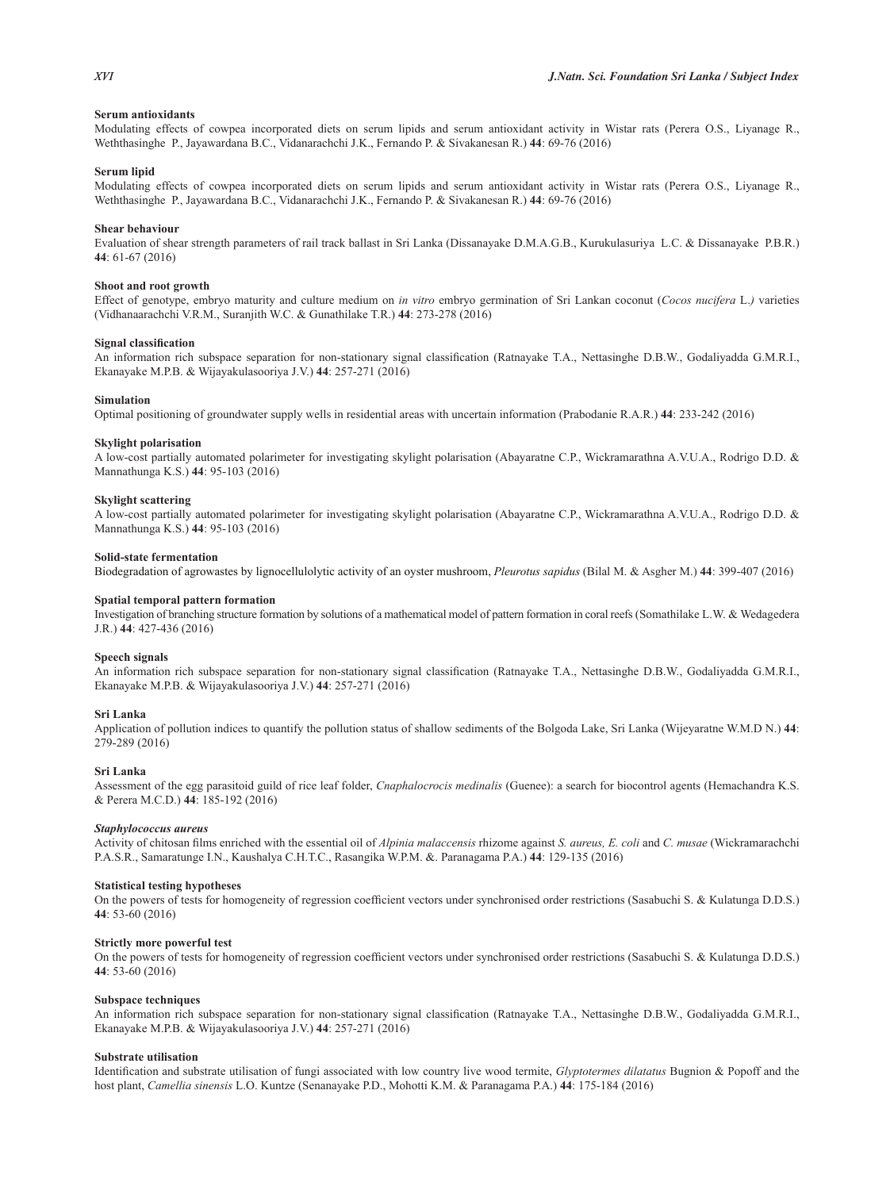**Serum antioxidants**

Modulating effects of cowpea incorporated diets on serum lipids and serum antioxidant activity in Wistar rats (Perera O.S., Liyanage R., Weththasinghe P., Jayawardana B.C., Vidanarachchi J.K., Fernando P. & Sivakanesan R.) **44**: 69-76 (2016)

**Serum lipid**

Modulating effects of cowpea incorporated diets on serum lipids and serum antioxidant activity in Wistar rats (Perera O.S., Liyanage R., Weththasinghe P., Jayawardana B.C., Vidanarachchi J.K., Fernando P. & Sivakanesan R.) **44**: 69-76 (2016)

**Shear behaviour**

Evaluation of shear strength parameters of rail track ballast in Sri Lanka (Dissanayake D.M.A.G.B., Kurukulasuriya L.C. & Dissanayake P.B.R.) **44**: 61-67 (2016)

**Shoot and root growth**

Effect of genotype, embryo maturity and culture medium on *in vitro* embryo germination of Sri Lankan coconut (*Cocos nucifera* L.*)* varieties (Vidhanaarachchi V.R.M., Suranjith W.C. & Gunathilake T.R.) **44**: 273-278 (2016)

**Signal classification**

An information rich subspace separation for non-stationary signal classification (Ratnayake T.A., Nettasinghe D.B.W., Godaliyadda G.M.R.I., Ekanayake M.P.B. & Wijayakulasooriya J.V.) **44**: 257-271 (2016)

**Simulation**

Optimal positioning of groundwater supply wells in residential areas with uncertain information (Prabodanie R.A.R.) **44**: 233-242 (2016)

**Skylight polarisation**

A low-cost partially automated polarimeter for investigating skylight polarisation (Abayaratne C.P., Wickramarathna A.V.U.A., Rodrigo D.D. & Mannathunga K.S.) **44**: 95-103 (2016)

**Skylight scattering**

A low-cost partially automated polarimeter for investigating skylight polarisation (Abayaratne C.P., Wickramarathna A.V.U.A., Rodrigo D.D. & Mannathunga K.S.) **44**: 95-103 (2016)

**Solid-state fermentation**

Biodegradation of agrowastes by lignocellulolytic activity of an oyster mushroom, *Pleurotus sapidus* (Bilal M. & Asgher M.) **44**: 399-407 (2016)

**Spatial temporal pattern formation**

Investigation of branching structure formation by solutions of a mathematical model of pattern formation in coral reefs (Somathilake L.W. & Wedagedera J.R.) **44**: 427-436 (2016)

**Speech signals**

An information rich subspace separation for non-stationary signal classification (Ratnayake T.A., Nettasinghe D.B.W., Godaliyadda G.M.R.I., Ekanayake M.P.B. & Wijayakulasooriya J.V.) **44**: 257-271 (2016)

**Sri Lanka**

Application of pollution indices to quantify the pollution status of shallow sediments of the Bolgoda Lake, Sri Lanka (Wijeyaratne W.M.D N.) **44**: 279-289 (2016)

**Sri Lanka**

Assessment of the egg parasitoid guild of rice leaf folder, *Cnaphalocrocis medinalis* (Guenee): a search for biocontrol agents (Hemachandra K.S. & Perera M.C.D.) **44**: 185-192 (2016)

***Staphylococcus aureus***

Activity of chitosan films enriched with the essential oil of *Alpinia malaccensis* rhizome against *S. aureus, E. coli* and *C. musae* (Wickramarachchi P.A.S.R., Samaratunge I.N., Kaushalya C.H.T.C., Rasangika W.P.M. &. Paranagama P.A.) **44**: 129-135 (2016)

**Statistical testing hypotheses**

On the powers of tests for homogeneity of regression coefficient vectors under synchronised order restrictions (Sasabuchi S. & Kulatunga D.D.S.) **44**: 53-60 (2016)

**Strictly more powerful test**

On the powers of tests for homogeneity of regression coefficient vectors under synchronised order restrictions (Sasabuchi S. & Kulatunga D.D.S.) **44**: 53-60 (2016)

**Subspace techniques**

An information rich subspace separation for non-stationary signal classification (Ratnayake T.A., Nettasinghe D.B.W., Godaliyadda G.M.R.I., Ekanayake M.P.B. & Wijayakulasooriya J.V.) **44**: 257-271 (2016)

**Substrate utilisation**

Identification and substrate utilisation of fungi associated with low country live wood termite, *Glyptotermes dilatatus* Bugnion & Popoff and the host plant, *Camellia sinensis* L.O. Kuntze (Senanayake P.D., Mohotti K.M. & Paranagama P.A.) **44**: 175-184 (2016)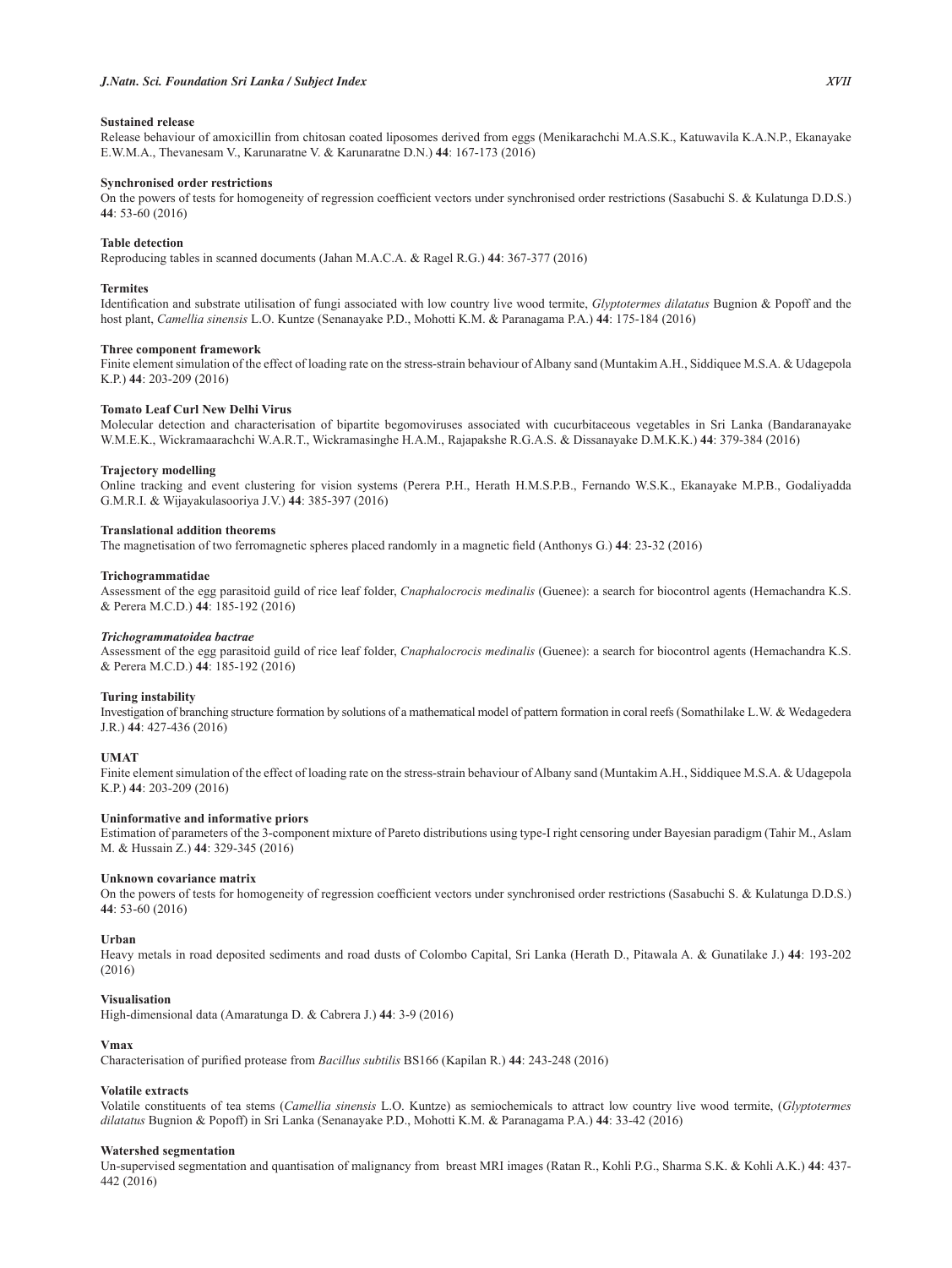**Sustained release**

Release behaviour of amoxicillin from chitosan coated liposomes derived from eggs (Menikarachchi M.A.S.K., Katuwavila K.A.N.P., Ekanayake E.W.M.A., Thevanesam V., Karunaratne V. & Karunaratne D.N.) **44**: 167-173 (2016)

**Synchronised order restrictions**

On the powers of tests for homogeneity of regression coefficient vectors under synchronised order restrictions (Sasabuchi S. & Kulatunga D.D.S.) **44**: 53-60 (2016)

**Table detection**

Reproducing tables in scanned documents (Jahan M.A.C.A. & Ragel R.G.) **44**: 367-377 (2016)

**Termites**

Identification and substrate utilisation of fungi associated with low country live wood termite, *Glyptotermes dilatatus* Bugnion & Popoff and the host plant, *Camellia sinensis* L.O. Kuntze (Senanayake P.D., Mohotti K.M. & Paranagama P.A.) **44**: 175-184 (2016)

**Three component framework**

Finite element simulation of the effect of loading rate on the stress-strain behaviour of Albany sand (Muntakim A.H., Siddiquee M.S.A. & Udagepola K.P.) **44**: 203-209 (2016)

**Tomato Leaf Curl New Delhi Virus**

Molecular detection and characterisation of bipartite begomoviruses associated with cucurbitaceous vegetables in Sri Lanka (Bandaranayake W.M.E.K., Wickramaarachchi W.A.R.T., Wickramasinghe H.A.M., Rajapakshe R.G.A.S. & Dissanayake D.M.K.K.) **44**: 379-384 (2016)

**Trajectory modelling**

Online tracking and event clustering for vision systems (Perera P.H., Herath H.M.S.P.B., Fernando W.S.K., Ekanayake M.P.B., Godaliyadda G.M.R.I. & Wijayakulasooriya J.V.) **44**: 385-397 (2016)

**Translational addition theorems**

The magnetisation of two ferromagnetic spheres placed randomly in a magnetic field (Anthonys G.) **44**: 23-32 (2016)

**Trichogrammatidae**

Assessment of the egg parasitoid guild of rice leaf folder, *Cnaphalocrocis medinalis* (Guenee): a search for biocontrol agents (Hemachandra K.S. & Perera M.C.D.) **44**: 185-192 (2016)

***Trichogrammatoidea bactrae***

Assessment of the egg parasitoid guild of rice leaf folder, *Cnaphalocrocis medinalis* (Guenee): a search for biocontrol agents (Hemachandra K.S. & Perera M.C.D.) **44**: 185-192 (2016)

**Turing instability**

Investigation of branching structure formation by solutions of a mathematical model of pattern formation in coral reefs (Somathilake L.W. & Wedagedera J.R.) **44**: 427-436 (2016)

**UMAT**

Finite element simulation of the effect of loading rate on the stress-strain behaviour of Albany sand (Muntakim A.H., Siddiquee M.S.A. & Udagepola K.P.) **44**: 203-209 (2016)

**Uninformative and informative priors**

Estimation of parameters of the 3-component mixture of Pareto distributions using type-I right censoring under Bayesian paradigm (Tahir M., Aslam M. & Hussain Z.) **44**: 329-345 (2016)

**Unknown covariance matrix**

On the powers of tests for homogeneity of regression coefficient vectors under synchronised order restrictions (Sasabuchi S. & Kulatunga D.D.S.) **44**: 53-60 (2016)

**Urban**

Heavy metals in road deposited sediments and road dusts of Colombo Capital, Sri Lanka (Herath D., Pitawala A. & Gunatilake J.) **44**: 193-202 (2016)

**Visualisation**

High-dimensional data (Amaratunga D. & Cabrera J.) **44**: 3-9 (2016)

**Vmax**

Characterisation of purified protease from *Bacillus subtilis* BS166 (Kapilan R.) **44**: 243-248 (2016)

**Volatile extracts**

Volatile constituents of tea stems (*Camellia sinensis* L.O. Kuntze) as semiochemicals to attract low country live wood termite, (*Glyptotermes dilatatus* Bugnion & Popoff) in Sri Lanka (Senanayake P.D., Mohotti K.M. & Paranagama P.A.) **44**: 33-42 (2016)

**Watershed segmentation**

Un-supervised segmentation and quantisation of malignancy from breast MRI images (Ratan R., Kohli P.G., Sharma S.K. & Kohli A.K.) **44**: 437-442 (2016)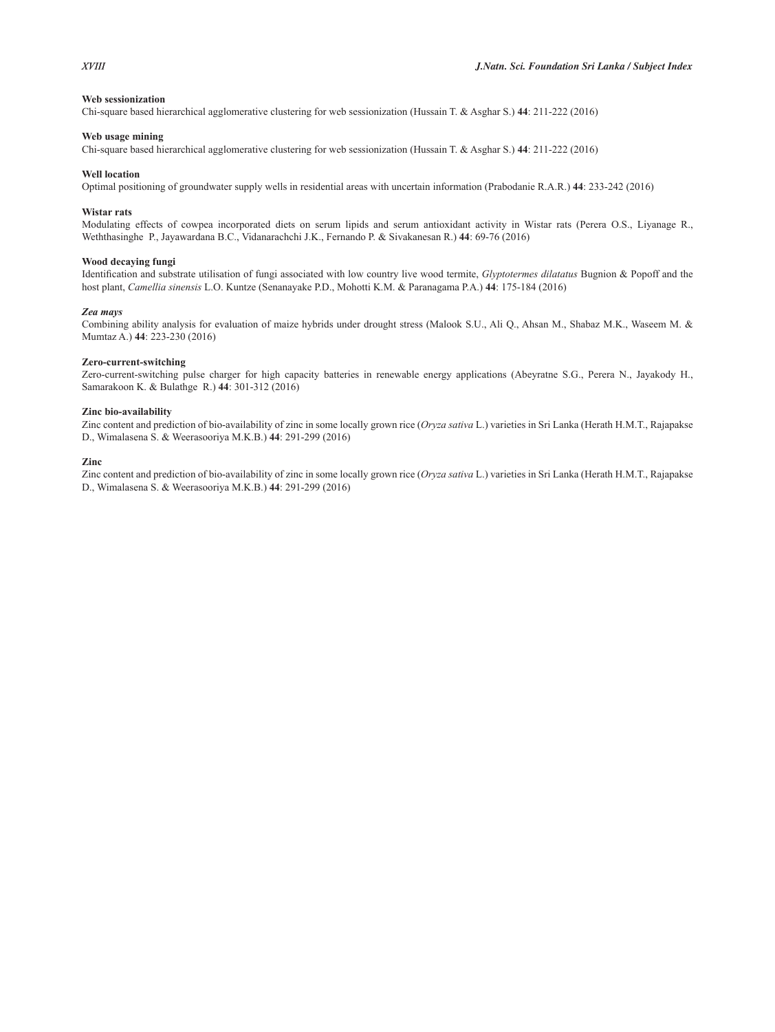**Web sessionization**

Chi-square based hierarchical agglomerative clustering for web sessionization (Hussain T. & Asghar S.) **44**: 211-222 (2016)

**Web usage mining**

Chi-square based hierarchical agglomerative clustering for web sessionization (Hussain T. & Asghar S.) **44**: 211-222 (2016)

**Well location**

Optimal positioning of groundwater supply wells in residential areas with uncertain information (Prabodanie R.A.R.) **44**: 233-242 (2016)

**Wistar rats**

Modulating effects of cowpea incorporated diets on serum lipids and serum antioxidant activity in Wistar rats (Perera O.S., Liyanage R., Weththasinghe P., Jayawardana B.C., Vidanarachchi J.K., Fernando P. & Sivakanesan R.) **44**: 69-76 (2016)

**Wood decaying fungi**

Identification and substrate utilisation of fungi associated with low country live wood termite, *Glyptotermes dilatatus* Bugnion & Popoff and the host plant, *Camellia sinensis* L.O. Kuntze (Senanayake P.D., Mohotti K.M. & Paranagama P.A.) **44**: 175-184 (2016)

***Zea mays***

Combining ability analysis for evaluation of maize hybrids under drought stress (Malook S.U., Ali Q., Ahsan M., Shabaz M.K., Waseem M. & Mumtaz A.) **44**: 223-230 (2016)

**Zero-current-switching**

Zero-current-switching pulse charger for high capacity batteries in renewable energy applications (Abeyratne S.G., Perera N., Jayakody H., Samarakoon K. & Bulathge R.) **44**: 301-312 (2016)

**Zinc bio-availability**

Zinc content and prediction of bio-availability of zinc in some locally grown rice (*Oryza sativa* L.) varieties in Sri Lanka (Herath H.M.T., Rajapakse D., Wimalasena S. & Weerasooriya M.K.B.) **44**: 291-299 (2016)

**Zinc**

Zinc content and prediction of bio-availability of zinc in some locally grown rice (*Oryza sativa* L.) varieties in Sri Lanka (Herath H.M.T., Rajapakse D., Wimalasena S. & Weerasooriya M.K.B.) **44**: 291-299 (2016)